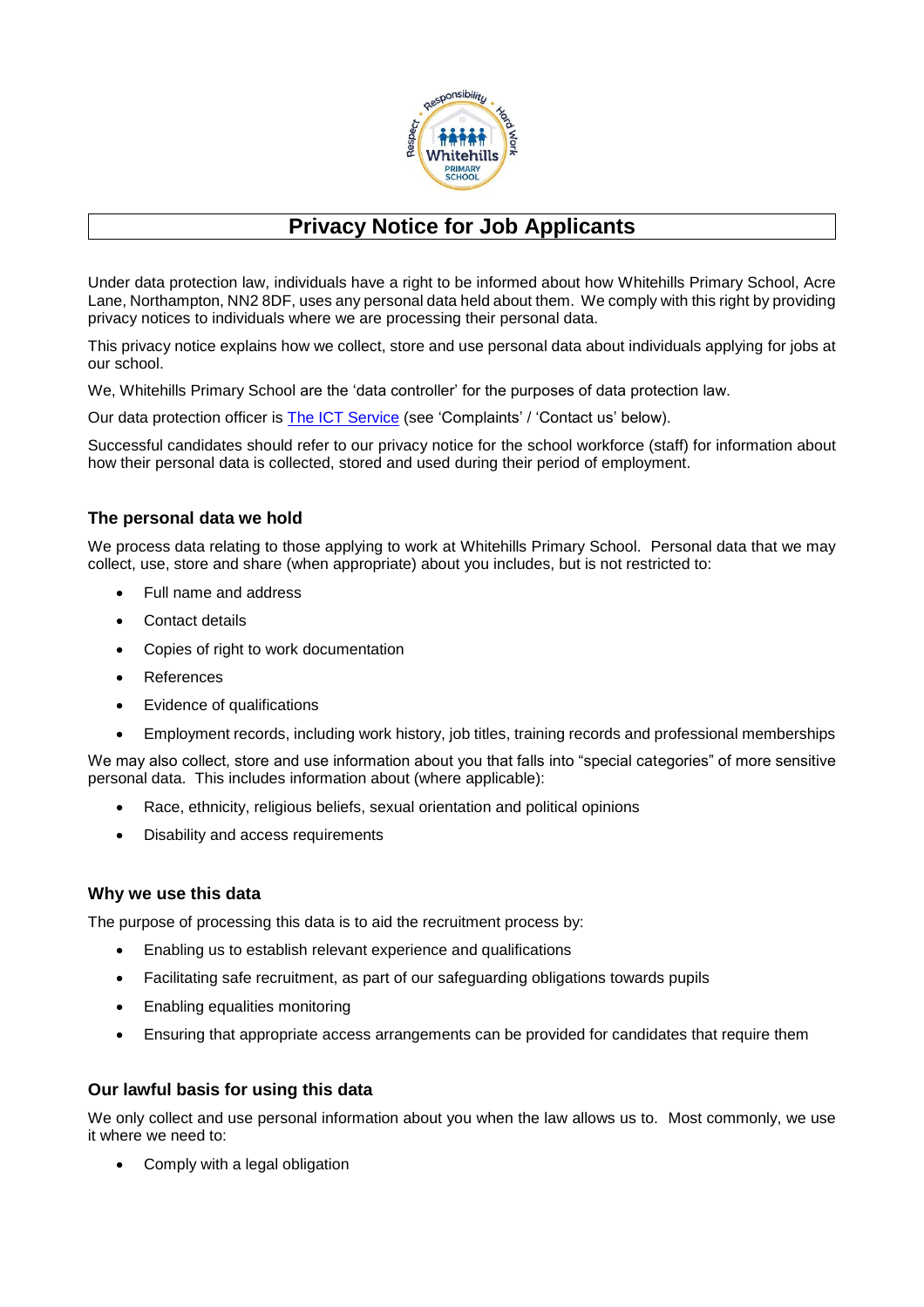# Privacy Notice for Job Applicants

Under data protection law, individuals have a right to be informed about how Whitehills Primary School, Acre Lane, Northampton, NN2 8DF, uses any personal data held about them. We comply with this right by providing privacy notices to individuals where we are processing their personal data.

This privacy notice explains how we collect, store and use personal data about individuals applying for jobs at our school.

We, Whitehills Primary School are the 'data controller' for the purposes of data protection law.

Our data protection officer is The ICT Service (see 'Complaints' / 'Contact us' below).

Successful candidates should refer to our privacy notice for the school workforce (staff) for information about how their personal data is collected, stored and used during their period of employment.

### The personal data we hold

We process data relating to those applying to work at Whitehills Primary School. Personal data that we may collect, use, store and share (when appropriate) about you includes, but is not restricted to:

- Full name and address
- Contact details
- Copies of right to work documentation
- References
- Evidence of qualifications
- Employment records, including work history, job titles, training records and professional memberships

We may also collect, store and use information about you that falls into "special categories" of more sensitive personal data. This includes information about (where applicable):

- Race, ethnicity, religious beliefs, sexual orientation and political opinions
- Disability and access requirements

### Why we use this data

The purpose of processing this data is to aid the recruitment process by:

- Enabling us to establish relevant experience and qualifications
- Facilitating safe recruitment, as part of our safeguarding obligations towards pupils
- Enabling equalities monitoring
- Ensuring that appropriate access arrangements can be provided for candidates that require them

### Our lawful basis for using this data

We only collect and use personal information about you when the law allows us to. Most commonly, we use it where we need to:

- Comply with a legal obligation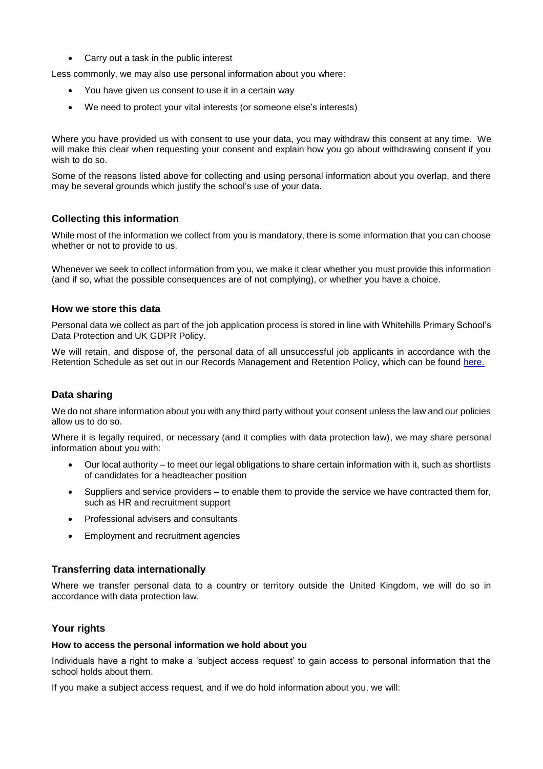- Carry out a task in the public interest

Less commonly, we may also use personal information about you where:

- You have given us consent to use it in a certain way
- We need to protect your vital interests (or someone else's interests)

Where you have provided us with consent to use your data, you may withdraw this consent at any time. We will make this clear when requesting your consent and explain how you go about withdrawing consent if you wish to do so.

Some of the reasons listed above for collecting and using personal information about you overlap, and there may be several grounds which justify the school's use of your data.

## Collecting this information

While most of the information we collect from you is mandatory, there is some information that you can choose whether or not to provide to us.

Whenever we seek to collect information from you, we make it clear whether you must provide this information (and if so, what the possible consequences are of not complying), or whether you have a choice.

## How we store this data

Personal data we collect as part of the job application process is stored in line with Whitehills Primary School's Data Protection and UK GDPR Policy.

We will retain, and dispose of, the personal data of all unsuccessful job applicants in accordance with the Retention Schedule as set out in our Records Management and Retention Policy, which can be found [here.]

## Data sharing

We do not share information about you with any third party without your consent unless the law and our policies allow us to do so.

Where it is legally required, or necessary (and it complies with data protection law), we may share personal information about you with:

- Our local authority – to meet our legal obligations to share certain information with it, such as shortlists of candidates for a headteacher position
- Suppliers and service providers – to enable them to provide the service we have contracted them for, such as HR and recruitment support
- Professional advisers and consultants
- Employment and recruitment agencies

## Transferring data internationally

Where we transfer personal data to a country or territory outside the United Kingdom, we will do so in accordance with data protection law.

## Your rights

### How to access the personal information we hold about you

Individuals have a right to make a 'subject access request' to gain access to personal information that the school holds about them.

If you make a subject access request, and if we do hold information about you, we will: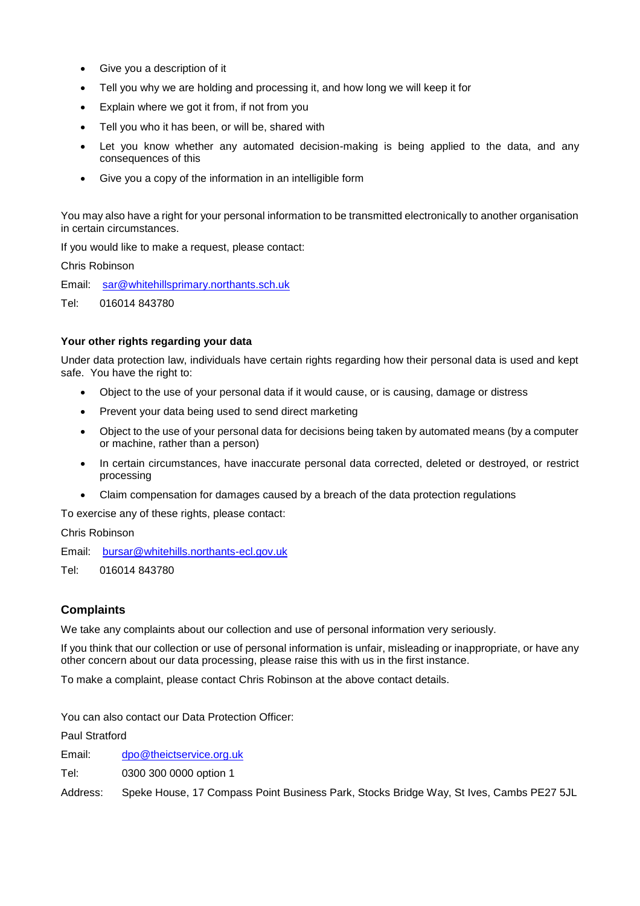- Give you a description of it
- Tell you why we are holding and processing it, and how long we will keep it for
- Explain where we got it from, if not from you
- Tell you who it has been, or will be, shared with
- Let you know whether any automated decision-making is being applied to the data, and any consequences of this
- Give you a copy of the information in an intelligible form

You may also have a right for your personal information to be transmitted electronically to another organisation in certain circumstances.

If you would like to make a request, please contact:

Chris Robinson

Email: sar@whitehillsprimary.northants.sch.uk

Tel: 016014 843780

**Your other rights regarding your data**

Under data protection law, individuals have certain rights regarding how their personal data is used and kept safe. You have the right to:

- Object to the use of your personal data if it would cause, or is causing, damage or distress
- Prevent your data being used to send direct marketing
- Object to the use of your personal data for decisions being taken by automated means (by a computer or machine, rather than a person)
- In certain circumstances, have inaccurate personal data corrected, deleted or destroyed, or restrict processing
- Claim compensation for damages caused by a breach of the data protection regulations

To exercise any of these rights, please contact:

Chris Robinson

Email: bursar@whitehills.northants-ecl.gov.uk

Tel: 016014 843780

## Complaints

We take any complaints about our collection and use of personal information very seriously.

If you think that our collection or use of personal information is unfair, misleading or inappropriate, or have any other concern about our data processing, please raise this with us in the first instance.

To make a complaint, please contact Chris Robinson at the above contact details.

You can also contact our Data Protection Officer:

Paul Stratford

Email: dpo@theictservice.org.uk

Tel: 0300 300 0000 option 1

Address: Speke House, 17 Compass Point Business Park, Stocks Bridge Way, St Ives, Cambs PE27 5JL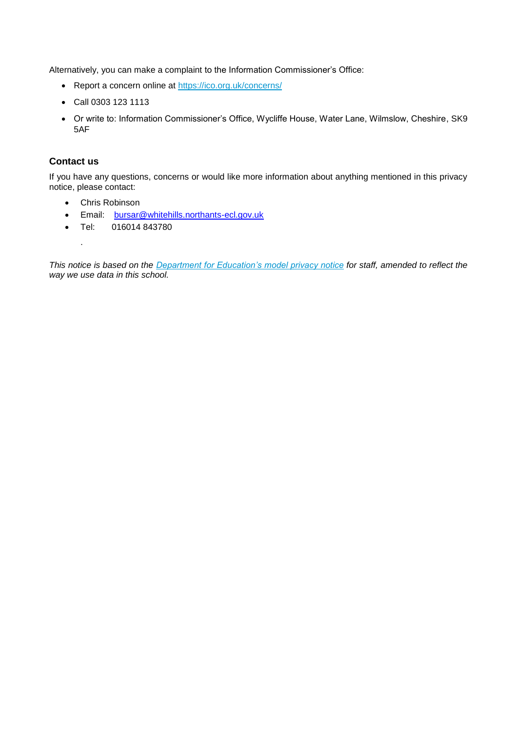Alternatively, you can make a complaint to the Information Commissioner's Office:

- Report a concern online at [https://ico.org.uk/concerns/](https://ico.org.uk/concerns/)
- Call 0303 123 1113
- Or write to: Information Commissioner's Office, Wycliffe House, Water Lane, Wilmslow, Cheshire, SK9 5AF

### Contact us

If you have any questions, concerns or would like more information about anything mentioned in this privacy notice, please contact:

- Chris Robinson
- Email: [bursar@whitehills.northants-ecl.gov.uk](mailto:bursar@whitehills.northants-ecl.gov.uk)
- Tel: 016014 843780

.

*This notice is based on the [Department for Education's model privacy notice](#) for staff, amended to reflect the way we use data in this school.*